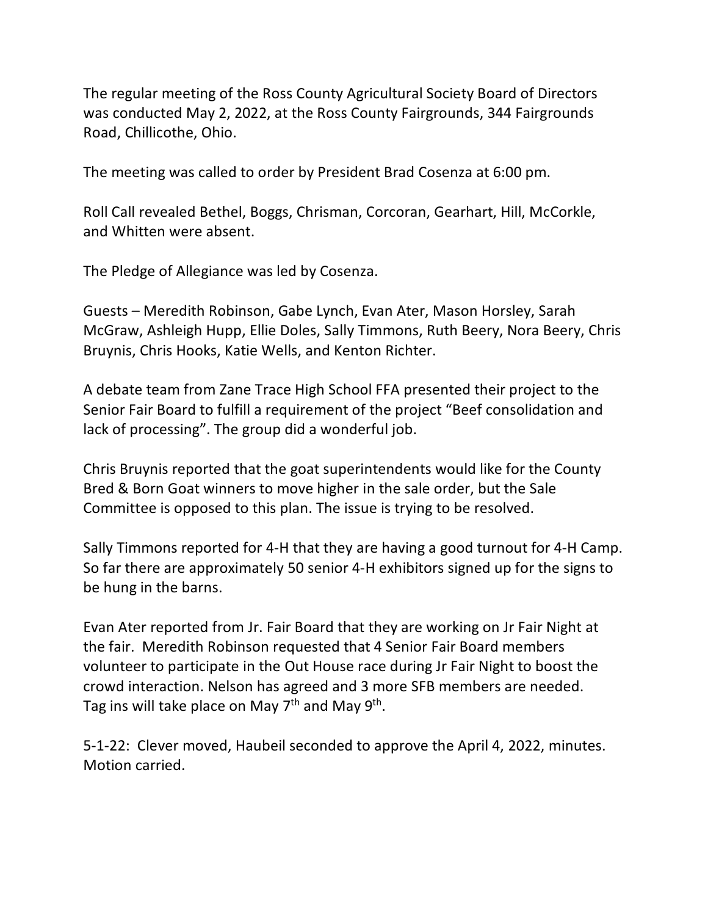The regular meeting of the Ross County Agricultural Society Board of Directors was conducted May 2, 2022, at the Ross County Fairgrounds, 344 Fairgrounds Road, Chillicothe, Ohio.

The meeting was called to order by President Brad Cosenza at 6:00 pm.

Roll Call revealed Bethel, Boggs, Chrisman, Corcoran, Gearhart, Hill, McCorkle, and Whitten were absent.

The Pledge of Allegiance was led by Cosenza.

Guests – Meredith Robinson, Gabe Lynch, Evan Ater, Mason Horsley, Sarah McGraw, Ashleigh Hupp, Ellie Doles, Sally Timmons, Ruth Beery, Nora Beery, Chris Bruynis, Chris Hooks, Katie Wells, and Kenton Richter.

A debate team from Zane Trace High School FFA presented their project to the Senior Fair Board to fulfill a requirement of the project "Beef consolidation and lack of processing". The group did a wonderful job.

Chris Bruynis reported that the goat superintendents would like for the County Bred & Born Goat winners to move higher in the sale order, but the Sale Committee is opposed to this plan. The issue is trying to be resolved.

Sally Timmons reported for 4-H that they are having a good turnout for 4-H Camp. So far there are approximately 50 senior 4-H exhibitors signed up for the signs to be hung in the barns.

Evan Ater reported from Jr. Fair Board that they are working on Jr Fair Night at the fair. Meredith Robinson requested that 4 Senior Fair Board members volunteer to participate in the Out House race during Jr Fair Night to boost the crowd interaction. Nelson has agreed and 3 more SFB members are needed. Tag ins will take place on May 7th and May 9th.

5-1-22: Clever moved, Haubeil seconded to approve the April 4, 2022, minutes. Motion carried.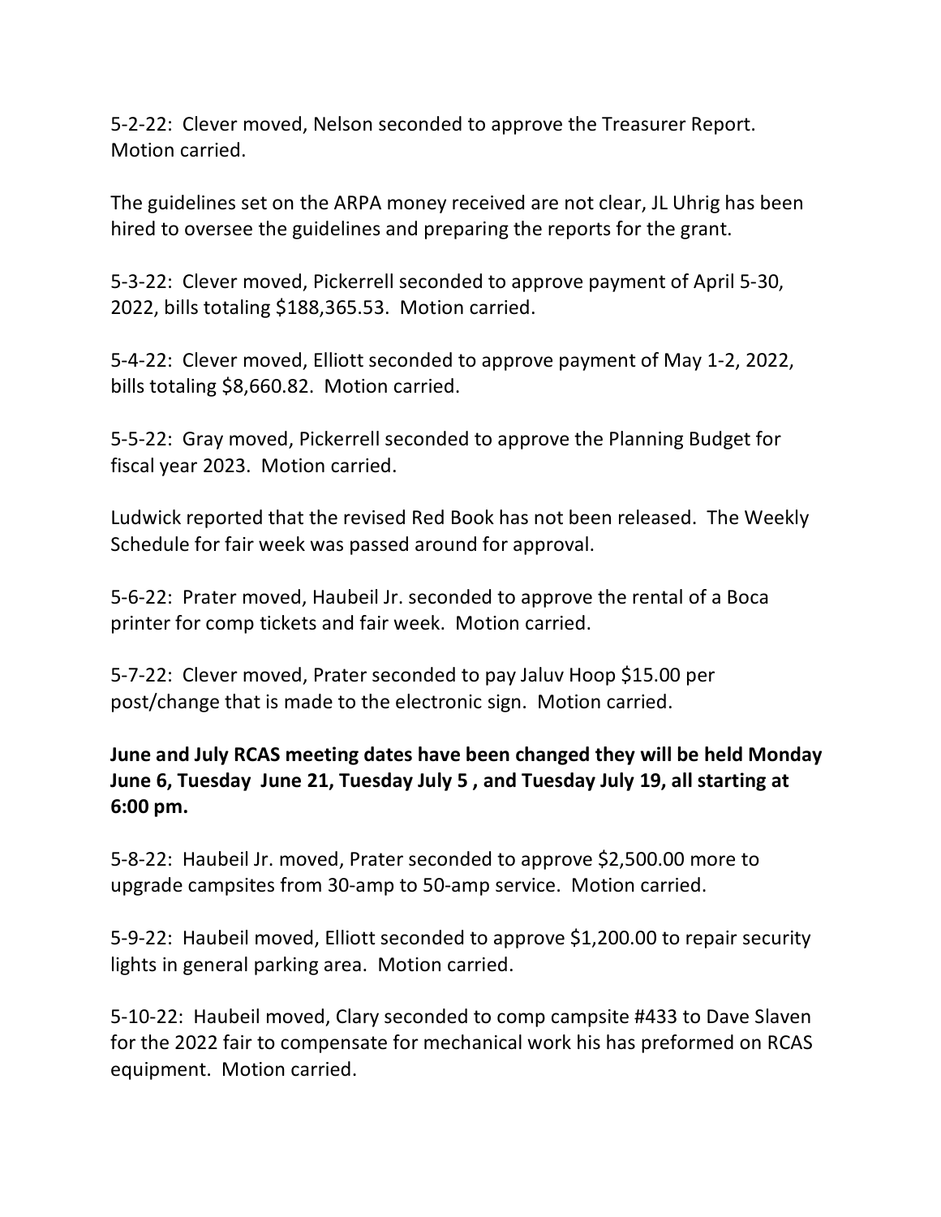5-2-22: Clever moved, Nelson seconded to approve the Treasurer Report. Motion carried.

The guidelines set on the ARPA money received are not clear, JL Uhrig has been hired to oversee the guidelines and preparing the reports for the grant.

5-3-22: Clever moved, Pickerrell seconded to approve payment of April 5-30, 2022, bills totaling $188,365.53. Motion carried.

5-4-22: Clever moved, Elliott seconded to approve payment of May 1-2, 2022, bills totaling $8,660.82. Motion carried.

5-5-22: Gray moved, Pickerrell seconded to approve the Planning Budget for fiscal year 2023. Motion carried.

Ludwick reported that the revised Red Book has not been released. The Weekly Schedule for fair week was passed around for approval.

5-6-22: Prater moved, Haubeil Jr. seconded to approve the rental of a Boca printer for comp tickets and fair week. Motion carried.

5-7-22: Clever moved, Prater seconded to pay Jaluv Hoop $15.00 per post/change that is made to the electronic sign. Motion carried.

**June and July RCAS meeting dates have been changed they will be held Monday June 6, Tuesday June 21, Tuesday July 5 , and Tuesday July 19, all starting at 6:00 pm.**

5-8-22: Haubeil Jr. moved, Prater seconded to approve $2,500.00 more to upgrade campsites from 30-amp to 50-amp service. Motion carried.

5-9-22: Haubeil moved, Elliott seconded to approve $1,200.00 to repair security lights in general parking area. Motion carried.

5-10-22: Haubeil moved, Clary seconded to comp campsite #433 to Dave Slaven for the 2022 fair to compensate for mechanical work his has preformed on RCAS equipment. Motion carried.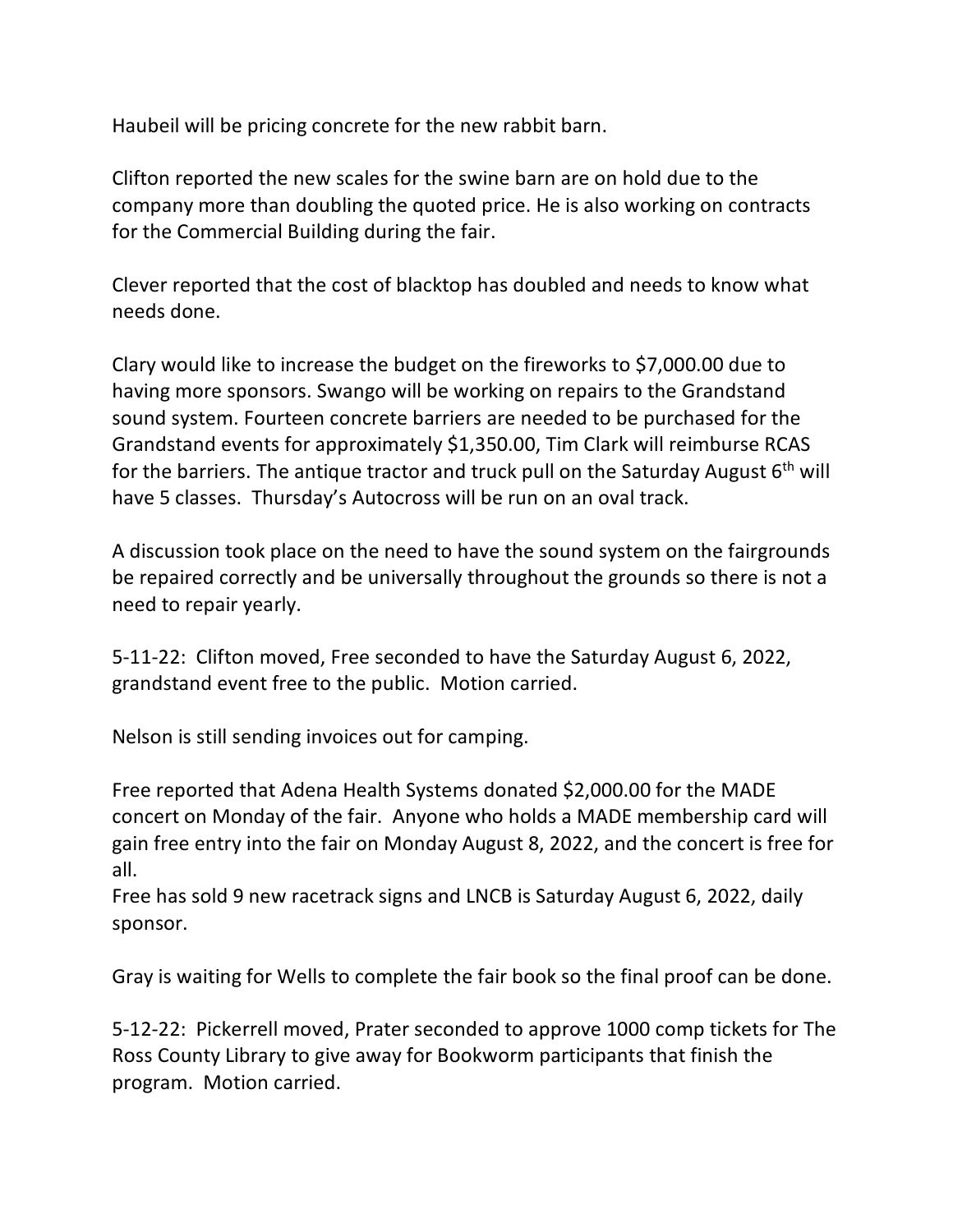Haubeil will be pricing concrete for the new rabbit barn.

Clifton reported the new scales for the swine barn are on hold due to the company more than doubling the quoted price. He is also working on contracts for the Commercial Building during the fair.

Clever reported that the cost of blacktop has doubled and needs to know what needs done.

Clary would like to increase the budget on the fireworks to $7,000.00 due to having more sponsors. Swango will be working on repairs to the Grandstand sound system. Fourteen concrete barriers are needed to be purchased for the Grandstand events for approximately $1,350.00, Tim Clark will reimburse RCAS for the barriers. The antique tractor and truck pull on the Saturday August 6th will have 5 classes. Thursday's Autocross will be run on an oval track.

A discussion took place on the need to have the sound system on the fairgrounds be repaired correctly and be universally throughout the grounds so there is not a need to repair yearly.

5-11-22: Clifton moved, Free seconded to have the Saturday August 6, 2022, grandstand event free to the public. Motion carried.

Nelson is still sending invoices out for camping.

Free reported that Adena Health Systems donated $2,000.00 for the MADE concert on Monday of the fair. Anyone who holds a MADE membership card will gain free entry into the fair on Monday August 8, 2022, and the concert is free for all.
Free has sold 9 new racetrack signs and LNCB is Saturday August 6, 2022, daily sponsor.

Gray is waiting for Wells to complete the fair book so the final proof can be done.

5-12-22: Pickerrell moved, Prater seconded to approve 1000 comp tickets for The Ross County Library to give away for Bookworm participants that finish the program. Motion carried.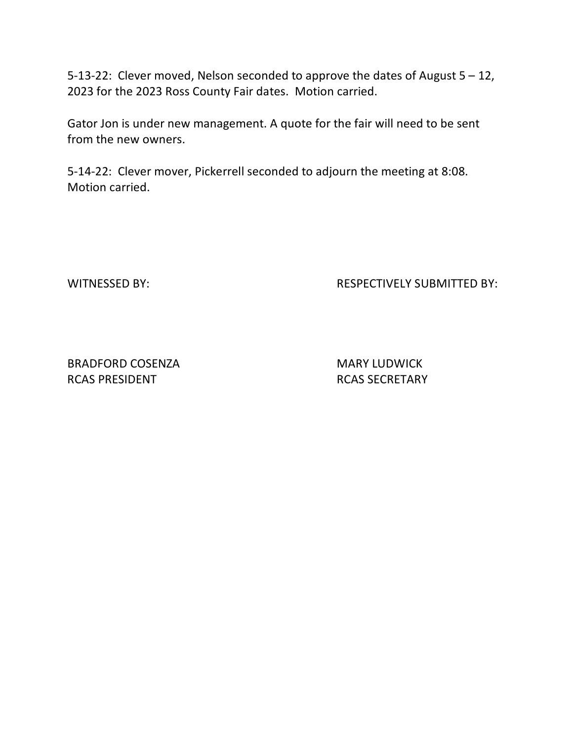5-13-22: Clever moved, Nelson seconded to approve the dates of August 5 – 12, 2023 for the 2023 Ross County Fair dates. Motion carried.

Gator Jon is under new management. A quote for the fair will need to be sent from the new owners.

5-14-22: Clever mover, Pickerrell seconded to adjourn the meeting at 8:08. Motion carried.

| | |
|---|---|
| WITNESSED BY: | RESPECTIVELY SUBMITTED BY: |
| BRADFORD COSENZA<br>RCAS PRESIDENT | MARY LUDWICK<br>RCAS SECRETARY |